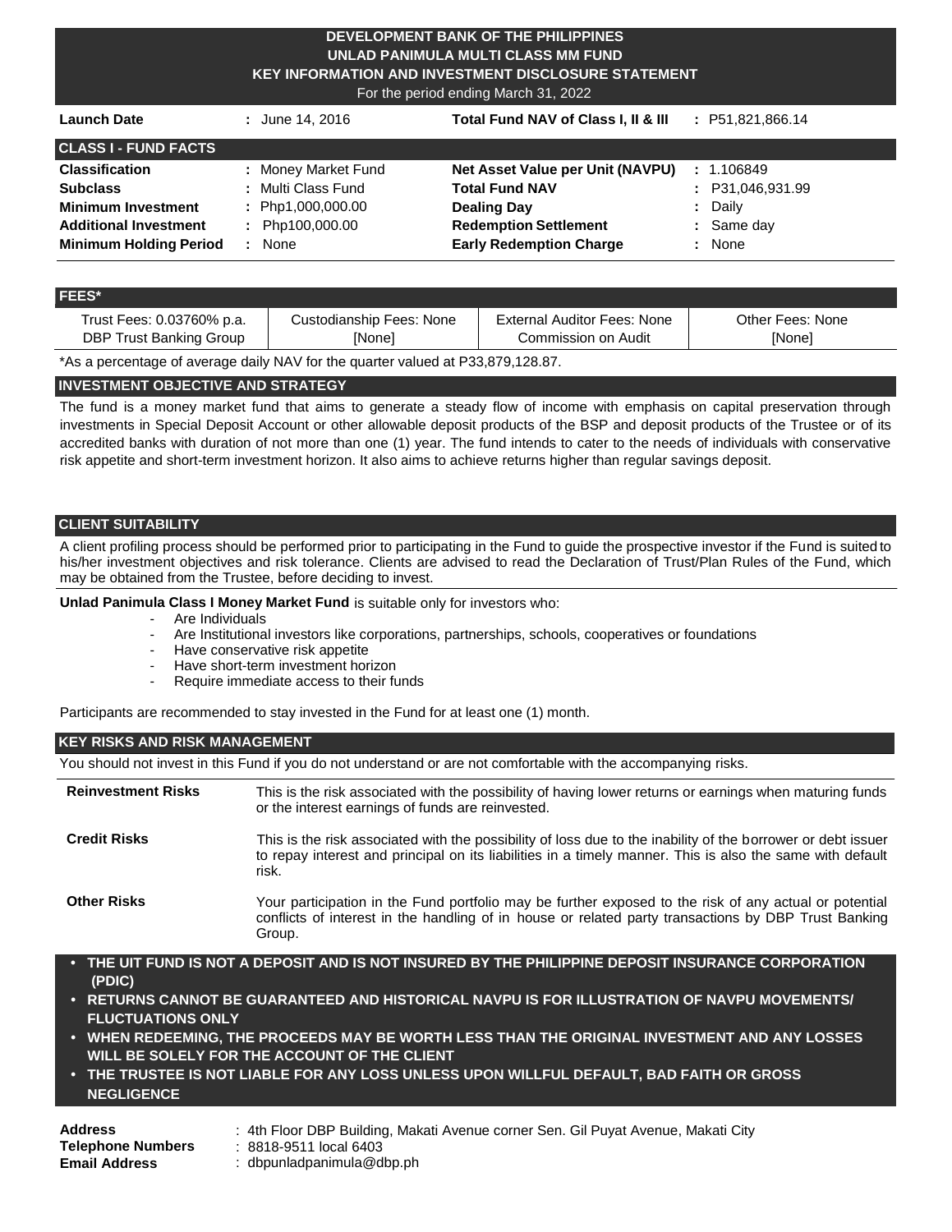# DEVELOPMENT BANK OF THE PHILIPPINES
# UNLAD PANIMULA MULTI CLASS MM FUND
## KEY INFORMATION AND INVESTMENT DISCLOSURE STATEMENT

For the period ending March 31, 2022

| | | | |
|---|---|---|---|
| **Launch Date** | : June 14, 2016 | **Total Fund NAV of Class I, II & III** | : P51,821,866.14 |

## CLASS I - FUND FACTS

| | | | |
|---|---|---|---|
| **Classification** | : Money Market Fund | **Net Asset Value per Unit (NAVPU)** | : 1.106849 |
| **Subclass** | : Multi Class Fund | **Total Fund NAV** | : P31,046,931.99 |
| **Minimum Investment** | : Php1,000,000.00 | **Dealing Day** | : Daily |
| **Additional Investment** | : Php100,000.00 | **Redemption Settlement** | : Same day |
| **Minimum Holding Period** | : None | **Early Redemption Charge** | : None |

## FEES*

| Trust Fees: 0.03760% p.a. | Custodianship Fees: None | External Auditor Fees: None | Other Fees: None |
|---|---|---|---|
| DBP Trust Banking Group | [None] | Commission on Audit | [None] |

*As a percentage of average daily NAV for the quarter valued at P33,879,128.87.

## INVESTMENT OBJECTIVE AND STRATEGY

The fund is a money market fund that aims to generate a steady flow of income with emphasis on capital preservation through investments in Special Deposit Account or other allowable deposit products of the BSP and deposit products of the Trustee or of its accredited banks with duration of not more than one (1) year. The fund intends to cater to the needs of individuals with conservative risk appetite and short-term investment horizon. It also aims to achieve returns higher than regular savings deposit.

## CLIENT SUITABILITY

A client profiling process should be performed prior to participating in the Fund to guide the prospective investor if the Fund is suited to his/her investment objectives and risk tolerance. Clients are advised to read the Declaration of Trust/Plan Rules of the Fund, which may be obtained from the Trustee, before deciding to invest.

**Unlad Panimula Class I Money Market Fund** is suitable only for investors who:

- Are Individuals
- Are Institutional investors like corporations, partnerships, schools, cooperatives or foundations
- Have conservative risk appetite
- Have short-term investment horizon
- Require immediate access to their funds

Participants are recommended to stay invested in the Fund for at least one (1) month.

## KEY RISKS AND RISK MANAGEMENT

You should not invest in this Fund if you do not understand or are not comfortable with the accompanying risks.

| | |
|---|---|
| **Reinvestment Risks** | This is the risk associated with the possibility of having lower returns or earnings when maturing funds or the interest earnings of funds are reinvested. |
| **Credit Risks** | This is the risk associated with the possibility of loss due to the inability of the borrower or debt issuer to repay interest and principal on its liabilities in a timely manner. This is also the same with default risk. |
| **Other Risks** | Your participation in the Fund portfolio may be further exposed to the risk of any actual or potential conflicts of interest in the handling of in house or related party transactions by DBP Trust Banking Group. |

- **THE UIT FUND IS NOT A DEPOSIT AND IS NOT INSURED BY THE PHILIPPINE DEPOSIT INSURANCE CORPORATION (PDIC)**
- **RETURNS CANNOT BE GUARANTEED AND HISTORICAL NAVPU IS FOR ILLUSTRATION OF NAVPU MOVEMENTS/ FLUCTUATIONS ONLY**
- **WHEN REDEEMING, THE PROCEEDS MAY BE WORTH LESS THAN THE ORIGINAL INVESTMENT AND ANY LOSSES WILL BE SOLELY FOR THE ACCOUNT OF THE CLIENT**
- **THE TRUSTEE IS NOT LIABLE FOR ANY LOSS UNLESS UPON WILLFUL DEFAULT, BAD FAITH OR GROSS NEGLIGENCE**

| | |
|---|---|
| **Address** | : 4th Floor DBP Building, Makati Avenue corner Sen. Gil Puyat Avenue, Makati City |
| **Telephone Numbers** | : 8818-9511 local 6403 |
| **Email Address** | : dbpunladpanimula@dbp.ph |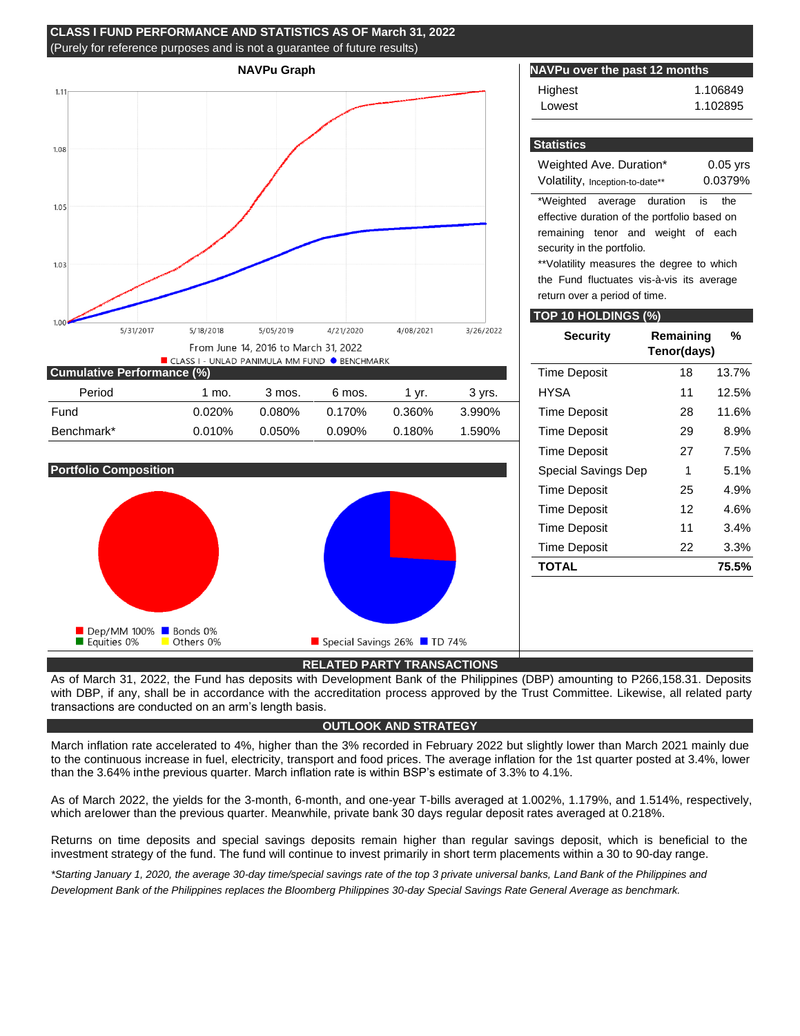## CLASS I FUND PERFORMANCE AND STATISTICS AS OF March 31, 2022

(Purely for reference purposes and is not a guarantee of future results)

### NAVPu Graph

1.11
1.08
1.05
1.03
1.00

5/31/2017 5/18/2018 5/05/2019 4/21/2020 4/08/2021 3/26/2022

From June 14, 2016 to March 31, 2022

CLASS I - UNLAD PANIMULA MM FUND ● BENCHMARK

### Cumulative Performance (%)

| Period | 1 mo. | 3 mos. | 6 mos. | 1 yr. | 3 yrs. |
|---|---|---|---|---|---|
| Fund | 0.020% | 0.080% | 0.170% | 0.360% | 3.990% |
| Benchmark* | 0.010% | 0.050% | 0.090% | 0.180% | 1.590% |

### Portfolio Composition

Dep/MM 100% Bonds 0%
Equities 0% Others 0%

Special Savings 26% TD 74%

### NAVPu over the past 12 months

| | |
|---|---|
| Highest | 1.106849 |
| Lowest | 1.102895 |

### Statistics

| | |
|---|---|
| Weighted Ave. Duration* | 0.05 yrs |
| Volatility, Inception-to-date** | 0.0379% |

*Weighted average duration is the effective duration of the portfolio based on remaining tenor and weight of each security in the portfolio.

**Volatility measures the degree to which the Fund fluctuates vis-à-vis its average return over a period of time.

### TOP 10 HOLDINGS (%)

| Security | Remaining Tenor(days) | % |
|---|---|---|
| Time Deposit | 18 | 13.7% |
| HYSA | 11 | 12.5% |
| Time Deposit | 28 | 11.6% |
| Time Deposit | 29 | 8.9% |
| Time Deposit | 27 | 7.5% |
| Special Savings Dep | 1 | 5.1% |
| Time Deposit | 25 | 4.9% |
| Time Deposit | 12 | 4.6% |
| Time Deposit | 11 | 3.4% |
| Time Deposit | 22 | 3.3% |
| **TOTAL** | | **75.5%** |

## RELATED PARTY TRANSACTIONS

As of March 31, 2022, the Fund has deposits with Development Bank of the Philippines (DBP) amounting to P266,158.31. Deposits with DBP, if any, shall be in accordance with the accreditation process approved by the Trust Committee. Likewise, all related party transactions are conducted on an arm's length basis.

## OUTLOOK AND STRATEGY

March inflation rate accelerated to 4%, higher than the 3% recorded in February 2022 but slightly lower than March 2021 mainly due to the continuous increase in fuel, electricity, transport and food prices. The average inflation for the 1st quarter posted at 3.4%, lower than the 3.64% inthe previous quarter. March inflation rate is within BSP's estimate of 3.3% to 4.1%.

As of March 2022, the yields for the 3-month, 6-month, and one-year T-bills averaged at 1.002%, 1.179%, and 1.514%, respectively, which arelower than the previous quarter. Meanwhile, private bank 30 days regular deposit rates averaged at 0.218%.

Returns on time deposits and special savings deposits remain higher than regular savings deposit, which is beneficial to the investment strategy of the fund. The fund will continue to invest primarily in short term placements within a 30 to 90-day range.

*\*Starting January 1, 2020, the average 30-day time/special savings rate of the top 3 private universal banks, Land Bank of the Philippines and Development Bank of the Philippines replaces the Bloomberg Philippines 30-day Special Savings Rate General Average as benchmark.*